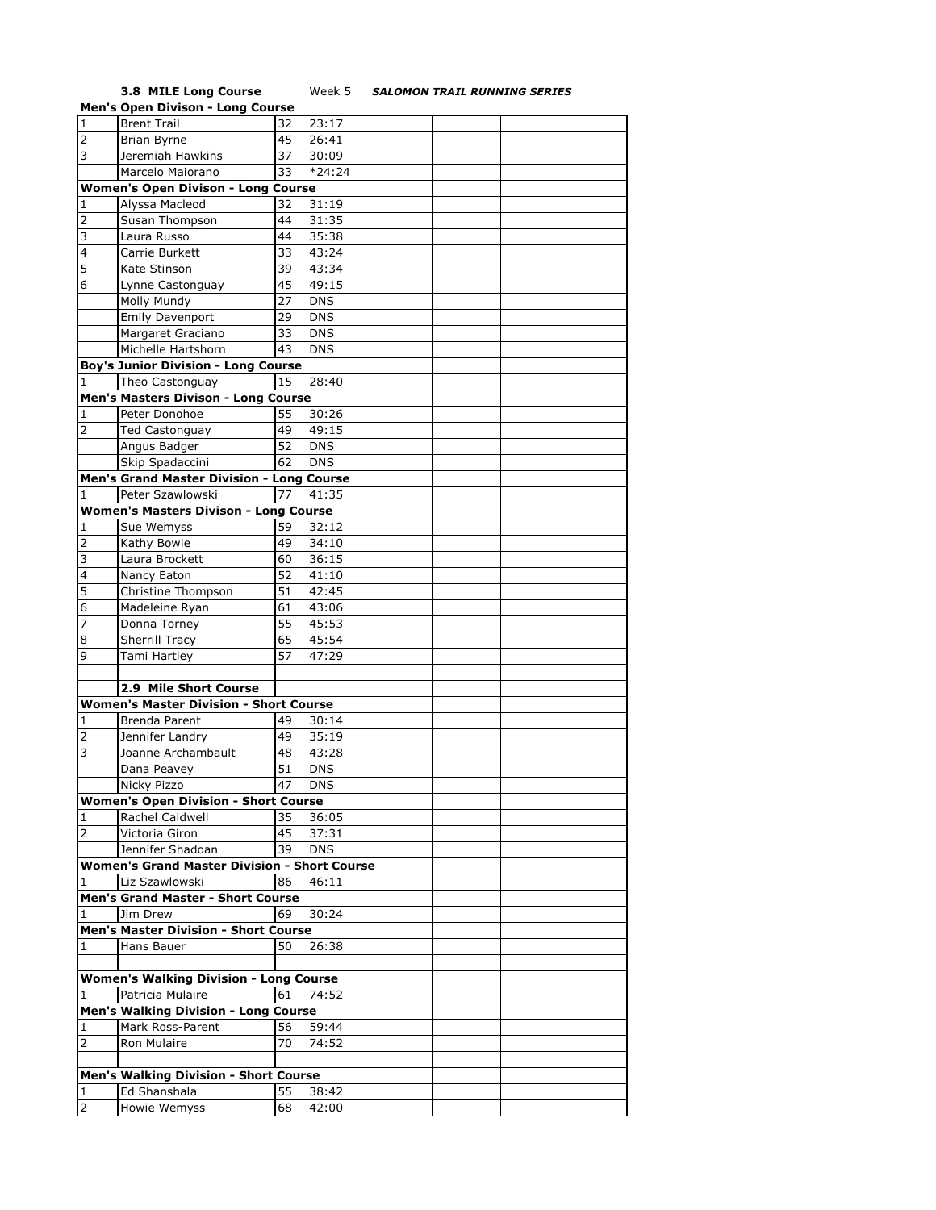**3.8 MILE Long Course** Week 5 ***SALOMON TRAIL RUNNING SERIES***

**Men's Open Divison - Long Course**

| | | | | | | | |
|---|---|---|---|---|---|---|---|
| 1 | Brent Trail | 32 | 23:17 | | | | |
| 2 | Brian Byrne | 45 | 26:41 | | | | |
| 3 | Jeremiah Hawkins | 37 | 30:09 | | | | |
| | Marcelo Maiorano | 33 | *24:24 | | | | |
| **Women's Open Divison - Long Course** | | | | | | | |
| 1 | Alyssa Macleod | 32 | 31:19 | | | | |
| 2 | Susan Thompson | 44 | 31:35 | | | | |
| 3 | Laura Russo | 44 | 35:38 | | | | |
| 4 | Carrie Burkett | 33 | 43:24 | | | | |
| 5 | Kate Stinson | 39 | 43:34 | | | | |
| 6 | Lynne Castonguay | 45 | 49:15 | | | | |
| | Molly Mundy | 27 | DNS | | | | |
| | Emily Davenport | 29 | DNS | | | | |
| | Margaret Graciano | 33 | DNS | | | | |
| | Michelle Hartshorn | 43 | DNS | | | | |
| **Boy's Junior Division - Long Course** | | | | | | | |
| 1 | Theo Castonguay | 15 | 28:40 | | | | |
| **Men's Masters Divison - Long Course** | | | | | | | |
| 1 | Peter Donohoe | 55 | 30:26 | | | | |
| 2 | Ted Castonguay | 49 | 49:15 | | | | |
| | Angus Badger | 52 | DNS | | | | |
| | Skip Spadaccini | 62 | DNS | | | | |
| **Men's Grand Master Division - Long Course** | | | | | | | |
| 1 | Peter Szawlowski | 77 | 41:35 | | | | |
| **Women's Masters Divison - Long Course** | | | | | | | |
| 1 | Sue Wemyss | 59 | 32:12 | | | | |
| 2 | Kathy Bowie | 49 | 34:10 | | | | |
| 3 | Laura Brockett | 60 | 36:15 | | | | |
| 4 | Nancy Eaton | 52 | 41:10 | | | | |
| 5 | Christine Thompson | 51 | 42:45 | | | | |
| 6 | Madeleine Ryan | 61 | 43:06 | | | | |
| 7 | Donna Torney | 55 | 45:53 | | | | |
| 8 | Sherrill Tracy | 65 | 45:54 | | | | |
| 9 | Tami Hartley | 57 | 47:29 | | | | |
| | | | | | | | |
| | **2.9 Mile Short Course** | | | | | | |
| **Women's Master Division - Short Course** | | | | | | | |
| 1 | Brenda Parent | 49 | 30:14 | | | | |
| 2 | Jennifer Landry | 49 | 35:19 | | | | |
| 3 | Joanne Archambault | 48 | 43:28 | | | | |
| | Dana Peavey | 51 | DNS | | | | |
| | Nicky Pizzo | 47 | DNS | | | | |
| **Women's Open Division - Short Course** | | | | | | | |
| 1 | Rachel Caldwell | 35 | 36:05 | | | | |
| 2 | Victoria Giron | 45 | 37:31 | | | | |
| | Jennifer Shadoan | 39 | DNS | | | | |
| **Women's Grand Master Division - Short Course** | | | | | | | |
| 1 | Liz Szawlowski | 86 | 46:11 | | | | |
| **Men's Grand Master - Short Course** | | | | | | | |
| 1 | Jim Drew | 69 | 30:24 | | | | |
| **Men's Master Division - Short Course** | | | | | | | |
| 1 | Hans Bauer | 50 | 26:38 | | | | |
| | | | | | | | |
| **Women's Walking Division - Long Course** | | | | | | | |
| 1 | Patricia Mulaire | 61 | 74:52 | | | | |
| **Men's Walking Division - Long Course** | | | | | | | |
| 1 | Mark Ross-Parent | 56 | 59:44 | | | | |
| 2 | Ron Mulaire | 70 | 74:52 | | | | |
| | | | | | | | |
| **Men's Walking Division - Short Course** | | | | | | | |
| 1 | Ed Shanshala | 55 | 38:42 | | | | |
| 2 | Howie Wemyss | 68 | 42:00 | | | | |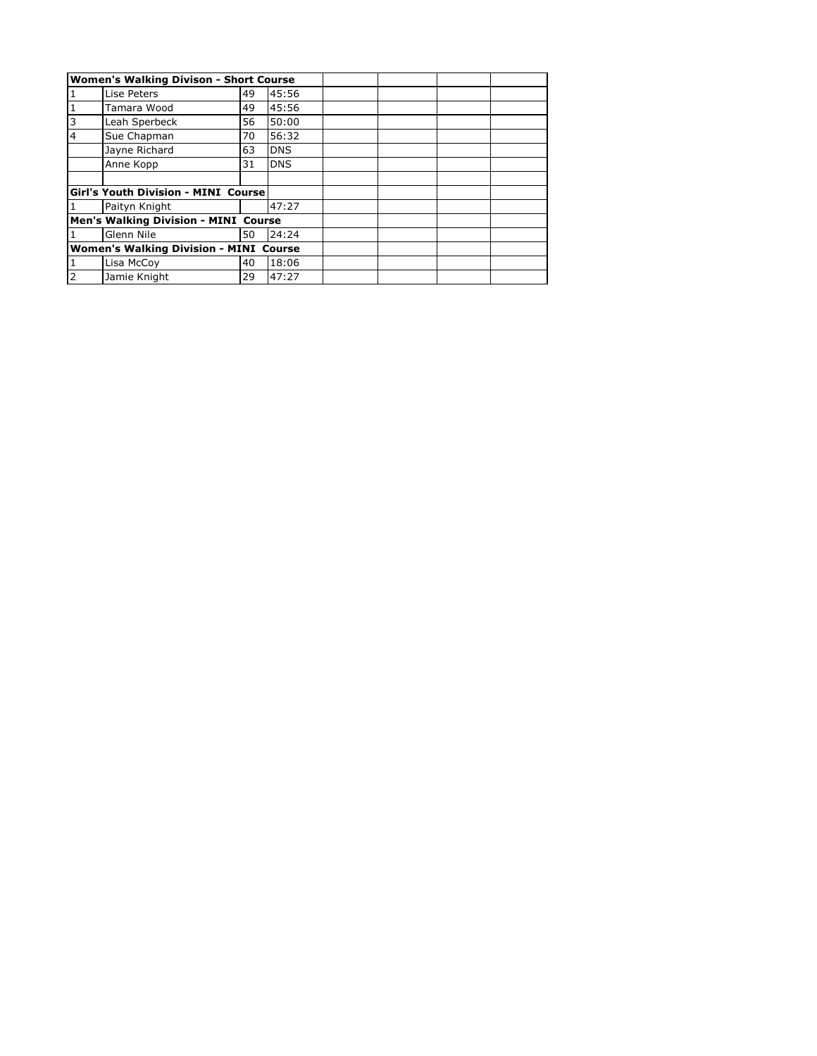| | | | | | | | |
|---|---|---|---|---|---|---|---|
| **Women's Walking Divison - Short Course** | | | | | | | |
| 1 | Lise Peters | 49 | 45:56 | | | | |
| 1 | Tamara Wood | 49 | 45:56 | | | | |
| 3 | Leah Sperbeck | 56 | 50:00 | | | | |
| 4 | Sue Chapman | 70 | 56:32 | | | | |
| | Jayne Richard | 63 | DNS | | | | |
| | Anne Kopp | 31 | DNS | | | | |
| | | | | | | | |
| **Girl's Youth Division - MINI Course** | | | | | | | |
| 1 | Paityn Knight | | 47:27 | | | | |
| **Men's Walking Division - MINI Course** | | | | | | | |
| 1 | Glenn Nile | 50 | 24:24 | | | | |
| **Women's Walking Division - MINI Course** | | | | | | | |
| 1 | Lisa McCoy | 40 | 18:06 | | | | |
| 2 | Jamie Knight | 29 | 47:27 | | | | |